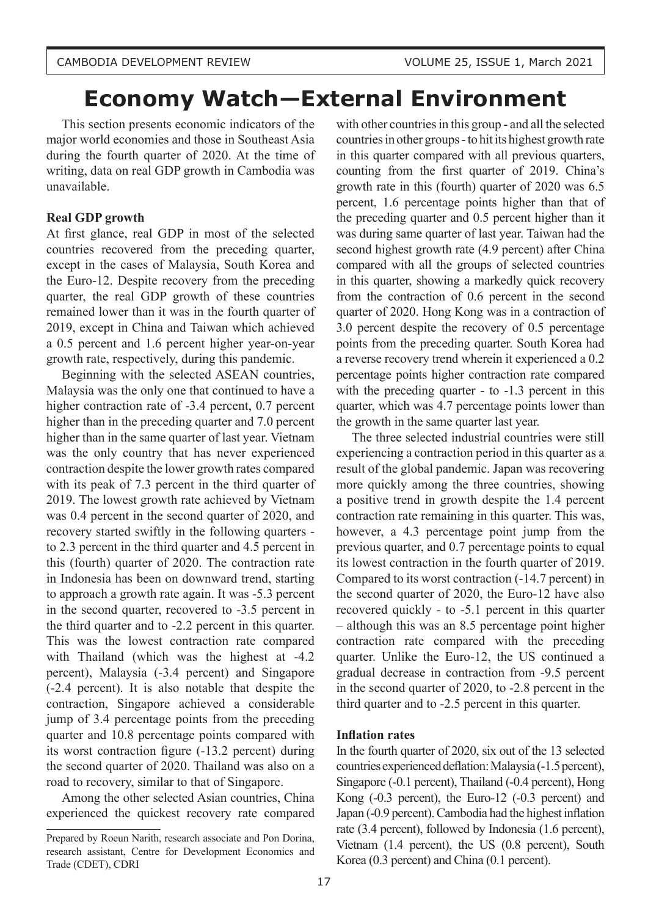# Economy Watch—External Environment

This section presents economic indicators of the major world economies and those in Southeast Asia during the fourth quarter of 2020. At the time of writing, data on real GDP growth in Cambodia was unavailable.

**Real GDP growth**

At first glance, real GDP in most of the selected countries recovered from the preceding quarter, except in the cases of Malaysia, South Korea and the Euro-12. Despite recovery from the preceding quarter, the real GDP growth of these countries remained lower than it was in the fourth quarter of 2019, except in China and Taiwan which achieved a 0.5 percent and 1.6 percent higher year-on-year growth rate, respectively, during this pandemic.

Beginning with the selected ASEAN countries, Malaysia was the only one that continued to have a higher contraction rate of -3.4 percent, 0.7 percent higher than in the preceding quarter and 7.0 percent higher than in the same quarter of last year. Vietnam was the only country that has never experienced contraction despite the lower growth rates compared with its peak of 7.3 percent in the third quarter of 2019. The lowest growth rate achieved by Vietnam was 0.4 percent in the second quarter of 2020, and recovery started swiftly in the following quarters - to 2.3 percent in the third quarter and 4.5 percent in this (fourth) quarter of 2020. The contraction rate in Indonesia has been on downward trend, starting to approach a growth rate again. It was -5.3 percent in the second quarter, recovered to -3.5 percent in the third quarter and to -2.2 percent in this quarter. This was the lowest contraction rate compared with Thailand (which was the highest at -4.2 percent), Malaysia (-3.4 percent) and Singapore (-2.4 percent). It is also notable that despite the contraction, Singapore achieved a considerable jump of 3.4 percentage points from the preceding quarter and 10.8 percentage points compared with its worst contraction figure (-13.2 percent) during the second quarter of 2020. Thailand was also on a road to recovery, similar to that of Singapore.

Among the other selected Asian countries, China experienced the quickest recovery rate compared with other countries in this group - and all the selected countries in other groups - to hit its highest growth rate in this quarter compared with all previous quarters, counting from the first quarter of 2019. China's growth rate in this (fourth) quarter of 2020 was 6.5 percent, 1.6 percentage points higher than that of the preceding quarter and 0.5 percent higher than it was during same quarter of last year. Taiwan had the second highest growth rate (4.9 percent) after China compared with all the groups of selected countries in this quarter, showing a markedly quick recovery from the contraction of 0.6 percent in the second quarter of 2020. Hong Kong was in a contraction of 3.0 percent despite the recovery of 0.5 percentage points from the preceding quarter. South Korea had a reverse recovery trend wherein it experienced a 0.2 percentage points higher contraction rate compared with the preceding quarter - to -1.3 percent in this quarter, which was 4.7 percentage points lower than the growth in the same quarter last year.

The three selected industrial countries were still experiencing a contraction period in this quarter as a result of the global pandemic. Japan was recovering more quickly among the three countries, showing a positive trend in growth despite the 1.4 percent contraction rate remaining in this quarter. This was, however, a 4.3 percentage point jump from the previous quarter, and 0.7 percentage points to equal its lowest contraction in the fourth quarter of 2019. Compared to its worst contraction (-14.7 percent) in the second quarter of 2020, the Euro-12 have also recovered quickly - to -5.1 percent in this quarter – although this was an 8.5 percentage point higher contraction rate compared with the preceding quarter. Unlike the Euro-12, the US continued a gradual decrease in contraction from -9.5 percent in the second quarter of 2020, to -2.8 percent in the third quarter and to -2.5 percent in this quarter.

**Inflation rates**

In the fourth quarter of 2020, six out of the 13 selected countries experienced deflation: Malaysia (-1.5 percent), Singapore (-0.1 percent), Thailand (-0.4 percent), Hong Kong (-0.3 percent), the Euro-12 (-0.3 percent) and Japan (-0.9 percent). Cambodia had the highest inflation rate (3.4 percent), followed by Indonesia (1.6 percent), Vietnam (1.4 percent), the US (0.8 percent), South Korea (0.3 percent) and China (0.1 percent).

---

Prepared by Roeun Narith, research associate and Pon Dorina, research assistant, Centre for Development Economics and Trade (CDET), CDRI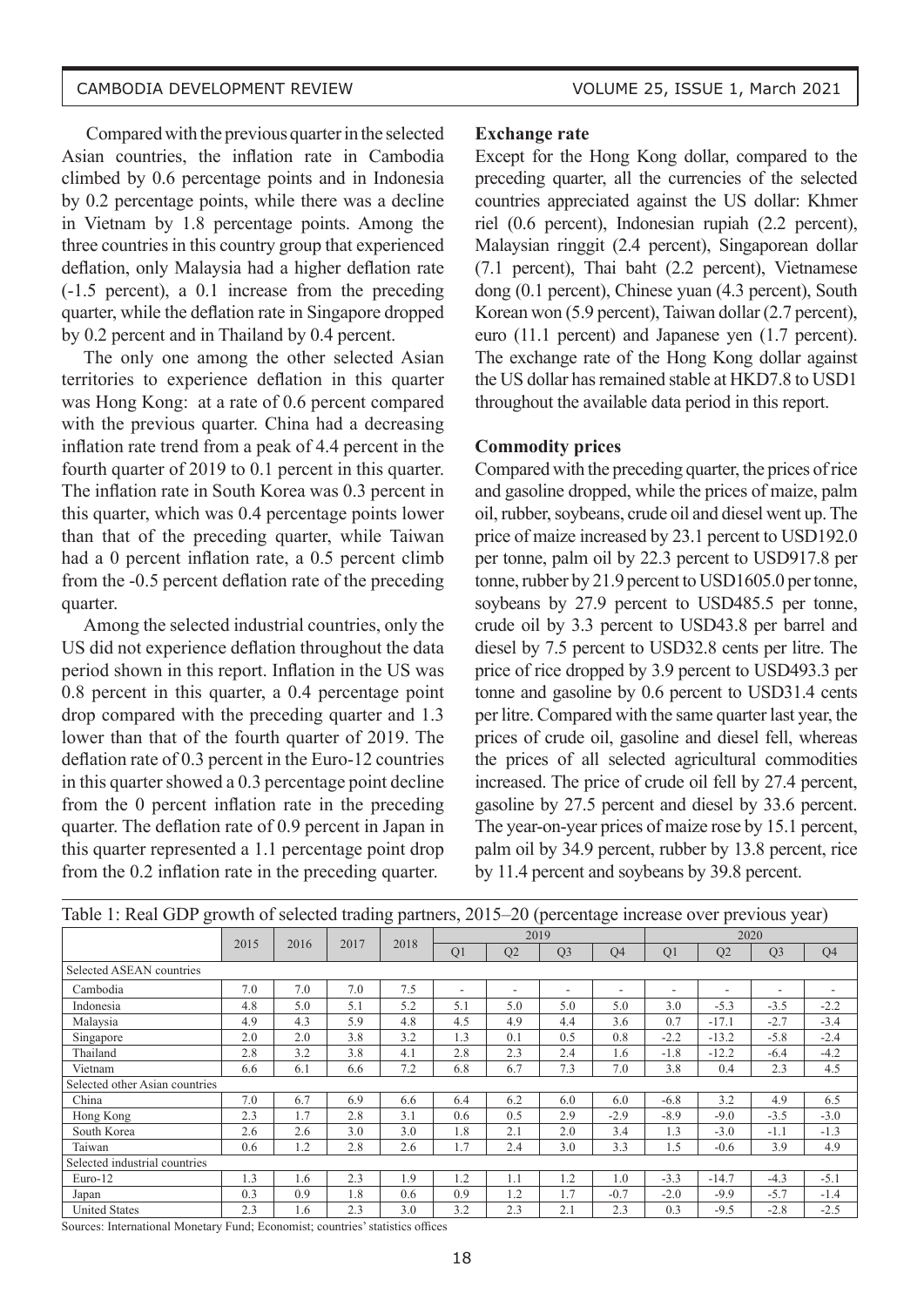Compared with the previous quarter in the selected Asian countries, the inflation rate in Cambodia climbed by 0.6 percentage points and in Indonesia by 0.2 percentage points, while there was a decline in Vietnam by 1.8 percentage points. Among the three countries in this country group that experienced deflation, only Malaysia had a higher deflation rate (-1.5 percent), a 0.1 increase from the preceding quarter, while the deflation rate in Singapore dropped by 0.2 percent and in Thailand by 0.4 percent.

The only one among the other selected Asian territories to experience deflation in this quarter was Hong Kong: at a rate of 0.6 percent compared with the previous quarter. China had a decreasing inflation rate trend from a peak of 4.4 percent in the fourth quarter of 2019 to 0.1 percent in this quarter. The inflation rate in South Korea was 0.3 percent in this quarter, which was 0.4 percentage points lower than that of the preceding quarter, while Taiwan had a 0 percent inflation rate, a 0.5 percent climb from the -0.5 percent deflation rate of the preceding quarter.

Among the selected industrial countries, only the US did not experience deflation throughout the data period shown in this report. Inflation in the US was 0.8 percent in this quarter, a 0.4 percentage point drop compared with the preceding quarter and 1.3 lower than that of the fourth quarter of 2019. The deflation rate of 0.3 percent in the Euro-12 countries in this quarter showed a 0.3 percentage point decline from the 0 percent inflation rate in the preceding quarter. The deflation rate of 0.9 percent in Japan in this quarter represented a 1.1 percentage point drop from the 0.2 inflation rate in the preceding quarter.

**Exchange rate**

Except for the Hong Kong dollar, compared to the preceding quarter, all the currencies of the selected countries appreciated against the US dollar: Khmer riel (0.6 percent), Indonesian rupiah (2.2 percent), Malaysian ringgit (2.4 percent), Singaporean dollar (7.1 percent), Thai baht (2.2 percent), Vietnamese dong (0.1 percent), Chinese yuan (4.3 percent), South Korean won (5.9 percent), Taiwan dollar (2.7 percent), euro (11.1 percent) and Japanese yen (1.7 percent). The exchange rate of the Hong Kong dollar against the US dollar has remained stable at HKD7.8 to USD1 throughout the available data period in this report.

**Commodity prices**

Compared with the preceding quarter, the prices of rice and gasoline dropped, while the prices of maize, palm oil, rubber, soybeans, crude oil and diesel went up. The price of maize increased by 23.1 percent to USD192.0 per tonne, palm oil by 22.3 percent to USD917.8 per tonne, rubber by 21.9 percent to USD1605.0 per tonne, soybeans by 27.9 percent to USD485.5 per tonne, crude oil by 3.3 percent to USD43.8 per barrel and diesel by 7.5 percent to USD32.8 cents per litre. The price of rice dropped by 3.9 percent to USD493.3 per tonne and gasoline by 0.6 percent to USD31.4 cents per litre. Compared with the same quarter last year, the prices of crude oil, gasoline and diesel fell, whereas the prices of all selected agricultural commodities increased. The price of crude oil fell by 27.4 percent, gasoline by 27.5 percent and diesel by 33.6 percent. The year-on-year prices of maize rose by 15.1 percent, palm oil by 34.9 percent, rubber by 13.8 percent, rice by 11.4 percent and soybeans by 39.8 percent.

Table 1: Real GDP growth of selected trading partners, 2015–20 (percentage increase over previous year)

| | 2015 | 2016 | 2017 | 2018 | 2019 | | | | 2020 | | | |
|---|---|---|---|---|---|---|---|---|---|---|---|---|
| | | | | | Q1 | Q2 | Q3 | Q4 | Q1 | Q2 | Q3 | Q4 |
| Selected ASEAN countries | | | | | | | | | | | | |
| Cambodia | 7.0 | 7.0 | 7.0 | 7.5 | - | - | - | - | - | - | - | - |
| Indonesia | 4.8 | 5.0 | 5.1 | 5.2 | 5.1 | 5.0 | 5.0 | 5.0 | 3.0 | -5.3 | -3.5 | -2.2 |
| Malaysia | 4.9 | 4.3 | 5.9 | 4.8 | 4.5 | 4.9 | 4.4 | 3.6 | 0.7 | -17.1 | -2.7 | -3.4 |
| Singapore | 2.0 | 2.0 | 3.8 | 3.2 | 1.3 | 0.1 | 0.5 | 0.8 | -2.2 | -13.2 | -5.8 | -2.4 |
| Thailand | 2.8 | 3.2 | 3.8 | 4.1 | 2.8 | 2.3 | 2.4 | 1.6 | -1.8 | -12.2 | -6.4 | -4.2 |
| Vietnam | 6.6 | 6.1 | 6.6 | 7.2 | 6.8 | 6.7 | 7.3 | 7.0 | 3.8 | 0.4 | 2.3 | 4.5 |
| Selected other Asian countries | | | | | | | | | | | | |
| China | 7.0 | 6.7 | 6.9 | 6.6 | 6.4 | 6.2 | 6.0 | 6.0 | -6.8 | 3.2 | 4.9 | 6.5 |
| Hong Kong | 2.3 | 1.7 | 2.8 | 3.1 | 0.6 | 0.5 | 2.9 | -2.9 | -8.9 | -9.0 | -3.5 | -3.0 |
| South Korea | 2.6 | 2.6 | 3.0 | 3.0 | 1.8 | 2.1 | 2.0 | 3.4 | 1.3 | -3.0 | -1.1 | -1.3 |
| Taiwan | 0.6 | 1.2 | 2.8 | 2.6 | 1.7 | 2.4 | 3.0 | 3.3 | 1.5 | -0.6 | 3.9 | 4.9 |
| Selected industrial countries | | | | | | | | | | | | |
| Euro-12 | 1.3 | 1.6 | 2.3 | 1.9 | 1.2 | 1.1 | 1.2 | 1.0 | -3.3 | -14.7 | -4.3 | -5.1 |
| Japan | 0.3 | 0.9 | 1.8 | 0.6 | 0.9 | 1.2 | 1.7 | -0.7 | -2.0 | -9.9 | -5.7 | -1.4 |
| United States | 2.3 | 1.6 | 2.3 | 3.0 | 3.2 | 2.3 | 2.1 | 2.3 | 0.3 | -9.5 | -2.8 | -2.5 |

Sources: International Monetary Fund; Economist; countries' statistics offices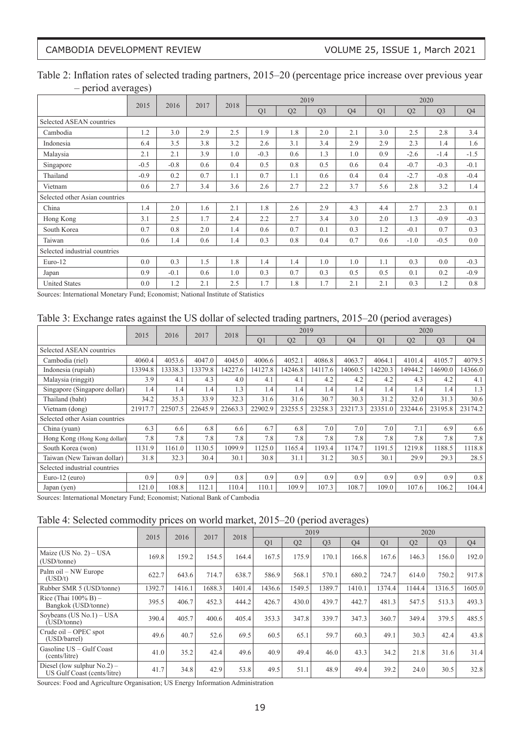Table 2: Inflation rates of selected trading partners, 2015–20 (percentage price increase over previous year – period averages)

| | 2015 | 2016 | 2017 | 2018 | 2019 | | | | 2020 | | | |
|---|---|---|---|---|---|---|---|---|---|---|---|---|
| | | | | | Q1 | Q2 | Q3 | Q4 | Q1 | Q2 | Q3 | Q4 |
| Selected ASEAN countries | | | | | | | | | | | | |
| Cambodia | 1.2 | 3.0 | 2.9 | 2.5 | 1.9 | 1.8 | 2.0 | 2.1 | 3.0 | 2.5 | 2.8 | 3.4 |
| Indonesia | 6.4 | 3.5 | 3.8 | 3.2 | 2.6 | 3.1 | 3.4 | 2.9 | 2.9 | 2.3 | 1.4 | 1.6 |
| Malaysia | 2.1 | 2.1 | 3.9 | 1.0 | -0.3 | 0.6 | 1.3 | 1.0 | 0.9 | -2.6 | -1.4 | -1.5 |
| Singapore | -0.5 | -0.8 | 0.6 | 0.4 | 0.5 | 0.8 | 0.5 | 0.6 | 0.4 | -0.7 | -0.3 | -0.1 |
| Thailand | -0.9 | 0.2 | 0.7 | 1.1 | 0.7 | 1.1 | 0.6 | 0.4 | 0.4 | -2.7 | -0.8 | -0.4 |
| Vietnam | 0.6 | 2.7 | 3.4 | 3.6 | 2.6 | 2.7 | 2.2 | 3.7 | 5.6 | 2.8 | 3.2 | 1.4 |
| Selected other Asian countries | | | | | | | | | | | | |
| China | 1.4 | 2.0 | 1.6 | 2.1 | 1.8 | 2.6 | 2.9 | 4.3 | 4.4 | 2.7 | 2.3 | 0.1 |
| Hong Kong | 3.1 | 2.5 | 1.7 | 2.4 | 2.2 | 2.7 | 3.4 | 3.0 | 2.0 | 1.3 | -0.9 | -0.3 |
| South Korea | 0.7 | 0.8 | 2.0 | 1.4 | 0.6 | 0.7 | 0.1 | 0.3 | 1.2 | -0.1 | 0.7 | 0.3 |
| Taiwan | 0.6 | 1.4 | 0.6 | 1.4 | 0.3 | 0.8 | 0.4 | 0.7 | 0.6 | -1.0 | -0.5 | 0.0 |
| Selected industrial countries | | | | | | | | | | | | |
| Euro-12 | 0.0 | 0.3 | 1.5 | 1.8 | 1.4 | 1.4 | 1.0 | 1.0 | 1.1 | 0.3 | 0.0 | -0.3 |
| Japan | 0.9 | -0.1 | 0.6 | 1.0 | 0.3 | 0.7 | 0.3 | 0.5 | 0.5 | 0.1 | 0.2 | -0.9 |
| United States | 0.0 | 1.2 | 2.1 | 2.5 | 1.7 | 1.8 | 1.7 | 2.1 | 2.1 | 0.3 | 1.2 | 0.8 |

Sources: International Monetary Fund; Economist; National Institute of Statistics

Table 3: Exchange rates against the US dollar of selected trading partners, 2015–20 (period averages)

| | 2015 | 2016 | 2017 | 2018 | 2019 | | | | 2020 | | | |
|---|---|---|---|---|---|---|---|---|---|---|---|---|
| | | | | | Q1 | Q2 | Q3 | Q4 | Q1 | Q2 | Q3 | Q4 |
| Selected ASEAN countries | | | | | | | | | | | | |
| Cambodia (riel) | 4060.4 | 4053.6 | 4047.0 | 4045.0 | 4006.6 | 4052.1 | 4086.8 | 4063.7 | 4064.1 | 4101.4 | 4105.7 | 4079.5 |
| Indonesia (rupiah) | 13394.8 | 13338.3 | 13379.8 | 14227.6 | 14127.8 | 14246.8 | 14117.6 | 14060.5 | 14220.3 | 14944.2 | 14690.0 | 14366.0 |
| Malaysia (ringgit) | 3.9 | 4.1 | 4.3 | 4.0 | 4.1 | 4.1 | 4.2 | 4.2 | 4.2 | 4.3 | 4.2 | 4.1 |
| Singapore (Singapore dollar) | 1.4 | 1.4 | 1.4 | 1.3 | 1.4 | 1.4 | 1.4 | 1.4 | 1.4 | 1.4 | 1.4 | 1.3 |
| Thailand (baht) | 34.2 | 35.3 | 33.9 | 32.3 | 31.6 | 31.6 | 30.7 | 30.3 | 31.2 | 32.0 | 31.3 | 30.6 |
| Vietnam (dong) | 21917.7 | 22507.5 | 22645.9 | 22663.3 | 22902.9 | 23255.5 | 23258.3 | 23217.3 | 23351.0 | 23244.6 | 23195.8 | 23174.2 |
| Selected other Asian countries | | | | | | | | | | | | |
| China (yuan) | 6.3 | 6.6 | 6.8 | 6.6 | 6.7 | 6.8 | 7.0 | 7.0 | 7.0 | 7.1 | 6.9 | 6.6 |
| Hong Kong (Hong Kong dollar) | 7.8 | 7.8 | 7.8 | 7.8 | 7.8 | 7.8 | 7.8 | 7.8 | 7.8 | 7.8 | 7.8 | 7.8 |
| South Korea (won) | 1131.9 | 1161.0 | 1130.5 | 1099.9 | 1125.0 | 1165.4 | 1193.4 | 1174.7 | 1191.5 | 1219.8 | 1188.5 | 1118.8 |
| Taiwan (New Taiwan dollar) | 31.8 | 32.3 | 30.4 | 30.1 | 30.8 | 31.1 | 31.2 | 30.5 | 30.1 | 29.9 | 29.3 | 28.5 |
| Selected industrial countries | | | | | | | | | | | | |
| Euro-12 (euro) | 0.9 | 0.9 | 0.9 | 0.8 | 0.9 | 0.9 | 0.9 | 0.9 | 0.9 | 0.9 | 0.9 | 0.8 |
| Japan (yen) | 121.0 | 108.8 | 112.1 | 110.4 | 110.1 | 109.9 | 107.3 | 108.7 | 109.0 | 107.6 | 106.2 | 104.4 |

Sources: International Monetary Fund; Economist; National Bank of Cambodia

Table 4: Selected commodity prices on world market, 2015–20 (period averages)

| | 2015 | 2016 | 2017 | 2018 | 2019 | | | | 2020 | | | |
|---|---|---|---|---|---|---|---|---|---|---|---|---|
| | | | | | Q1 | Q2 | Q3 | Q4 | Q1 | Q2 | Q3 | Q4 |
| Maize (US No. 2) – USA (USD/tonne) | 169.8 | 159.2 | 154.5 | 164.4 | 167.5 | 175.9 | 170.1 | 166.8 | 167.6 | 146.3 | 156.0 | 192.0 |
| Palm oil – NW Europe (USD/t) | 622.7 | 643.6 | 714.7 | 638.7 | 586.9 | 568.1 | 570.1 | 680.2 | 724.7 | 614.0 | 750.2 | 917.8 |
| Rubber SMR 5 (USD/tonne) | 1392.7 | 1416.1 | 1688.3 | 1401.4 | 1436.6 | 1549.5 | 1389.7 | 1410.1 | 1374.4 | 1144.4 | 1316.5 | 1605.0 |
| Rice (Thai 100% B) – Bangkok (USD/tonne) | 395.5 | 406.7 | 452.3 | 444.2 | 426.7 | 430.0 | 439.7 | 442.7 | 481.3 | 547.5 | 513.3 | 493.3 |
| Soybeans (US No.1) – USA (USD/tonne) | 390.4 | 405.7 | 400.6 | 405.4 | 353.3 | 347.8 | 339.7 | 347.3 | 360.7 | 349.4 | 379.5 | 485.5 |
| Crude oil – OPEC spot (USD/barrel) | 49.6 | 40.7 | 52.6 | 69.5 | 60.5 | 65.1 | 59.7 | 60.3 | 49.1 | 30.3 | 42.4 | 43.8 |
| Gasoline US – Gulf Coast (cents/litre) | 41.0 | 35.2 | 42.4 | 49.6 | 40.9 | 49.4 | 46.0 | 43.3 | 34.2 | 21.8 | 31.6 | 31.4 |
| Diesel (low sulphur No.2) – US Gulf Coast (cents/litre) | 41.7 | 34.8 | 42.9 | 53.8 | 49.5 | 51.1 | 48.9 | 49.4 | 39.2 | 24.0 | 30.5 | 32.8 |

Sources: Food and Agriculture Organisation; US Energy Information Administration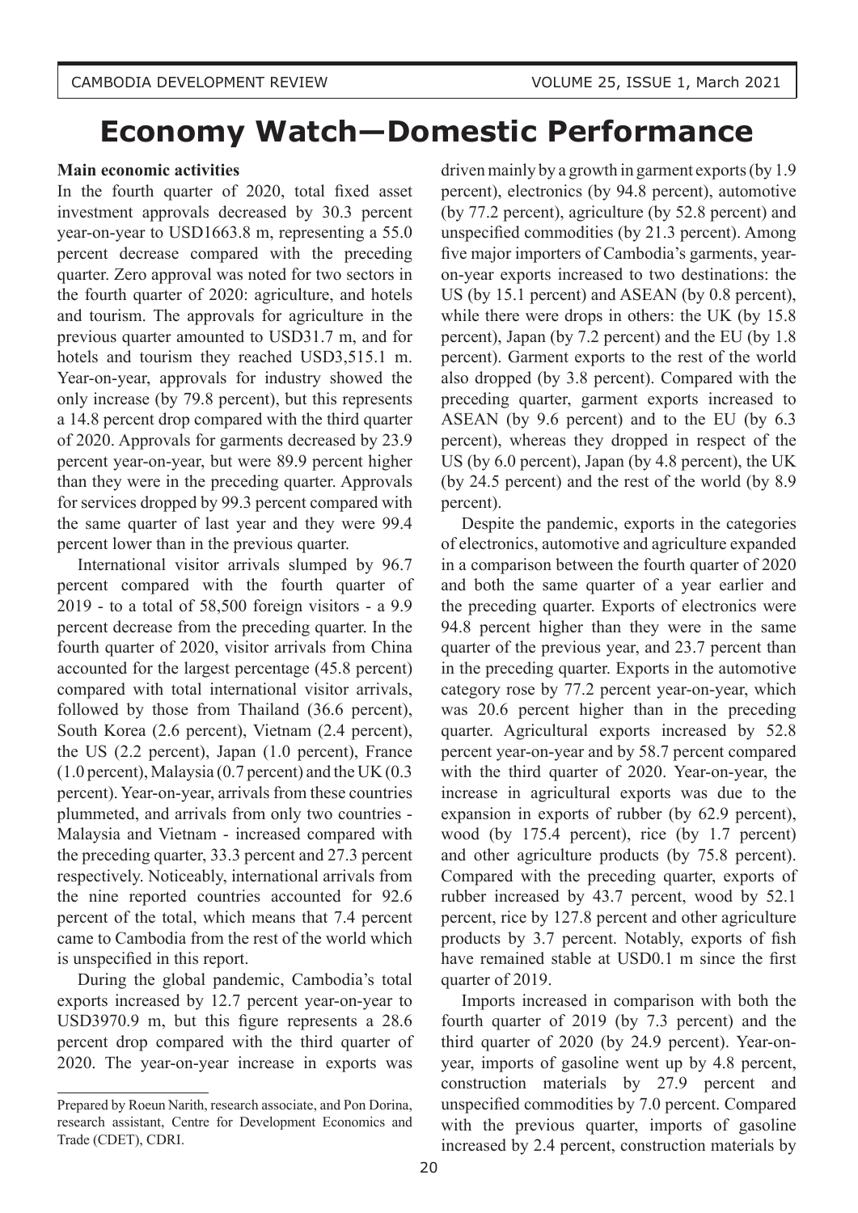# Economy Watch—Domestic Performance

**Main economic activities**

In the fourth quarter of 2020, total fixed asset investment approvals decreased by 30.3 percent year-on-year to USD1663.8 m, representing a 55.0 percent decrease compared with the preceding quarter. Zero approval was noted for two sectors in the fourth quarter of 2020: agriculture, and hotels and tourism. The approvals for agriculture in the previous quarter amounted to USD31.7 m, and for hotels and tourism they reached USD3,515.1 m. Year-on-year, approvals for industry showed the only increase (by 79.8 percent), but this represents a 14.8 percent drop compared with the third quarter of 2020. Approvals for garments decreased by 23.9 percent year-on-year, but were 89.9 percent higher than they were in the preceding quarter. Approvals for services dropped by 99.3 percent compared with the same quarter of last year and they were 99.4 percent lower than in the previous quarter.

International visitor arrivals slumped by 96.7 percent compared with the fourth quarter of 2019 - to a total of 58,500 foreign visitors - a 9.9 percent decrease from the preceding quarter. In the fourth quarter of 2020, visitor arrivals from China accounted for the largest percentage (45.8 percent) compared with total international visitor arrivals, followed by those from Thailand (36.6 percent), South Korea (2.6 percent), Vietnam (2.4 percent), the US (2.2 percent), Japan (1.0 percent), France (1.0 percent), Malaysia (0.7 percent) and the UK (0.3 percent). Year-on-year, arrivals from these countries plummeted, and arrivals from only two countries - Malaysia and Vietnam - increased compared with the preceding quarter, 33.3 percent and 27.3 percent respectively. Noticeably, international arrivals from the nine reported countries accounted for 92.6 percent of the total, which means that 7.4 percent came to Cambodia from the rest of the world which is unspecified in this report.

During the global pandemic, Cambodia's total exports increased by 12.7 percent year-on-year to USD3970.9 m, but this figure represents a 28.6 percent drop compared with the third quarter of 2020. The year-on-year increase in exports was driven mainly by a growth in garment exports (by 1.9 percent), electronics (by 94.8 percent), automotive (by 77.2 percent), agriculture (by 52.8 percent) and unspecified commodities (by 21.3 percent). Among five major importers of Cambodia's garments, year-on-year exports increased to two destinations: the US (by 15.1 percent) and ASEAN (by 0.8 percent), while there were drops in others: the UK (by 15.8 percent), Japan (by 7.2 percent) and the EU (by 1.8 percent). Garment exports to the rest of the world also dropped (by 3.8 percent). Compared with the preceding quarter, garment exports increased to ASEAN (by 9.6 percent) and to the EU (by 6.3 percent), whereas they dropped in respect of the US (by 6.0 percent), Japan (by 4.8 percent), the UK (by 24.5 percent) and the rest of the world (by 8.9 percent).

Despite the pandemic, exports in the categories of electronics, automotive and agriculture expanded in a comparison between the fourth quarter of 2020 and both the same quarter of a year earlier and the preceding quarter. Exports of electronics were 94.8 percent higher than they were in the same quarter of the previous year, and 23.7 percent than in the preceding quarter. Exports in the automotive category rose by 77.2 percent year-on-year, which was 20.6 percent higher than in the preceding quarter. Agricultural exports increased by 52.8 percent year-on-year and by 58.7 percent compared with the third quarter of 2020. Year-on-year, the increase in agricultural exports was due to the expansion in exports of rubber (by 62.9 percent), wood (by 175.4 percent), rice (by 1.7 percent) and other agriculture products (by 75.8 percent). Compared with the preceding quarter, exports of rubber increased by 43.7 percent, wood by 52.1 percent, rice by 127.8 percent and other agriculture products by 3.7 percent. Notably, exports of fish have remained stable at USD0.1 m since the first quarter of 2019.

Imports increased in comparison with both the fourth quarter of 2019 (by 7.3 percent) and the third quarter of 2020 (by 24.9 percent). Year-on-year, imports of gasoline went up by 4.8 percent, construction materials by 27.9 percent and unspecified commodities by 7.0 percent. Compared with the previous quarter, imports of gasoline increased by 2.4 percent, construction materials by

---

Prepared by Roeun Narith, research associate, and Pon Dorina, research assistant, Centre for Development Economics and Trade (CDET), CDRI.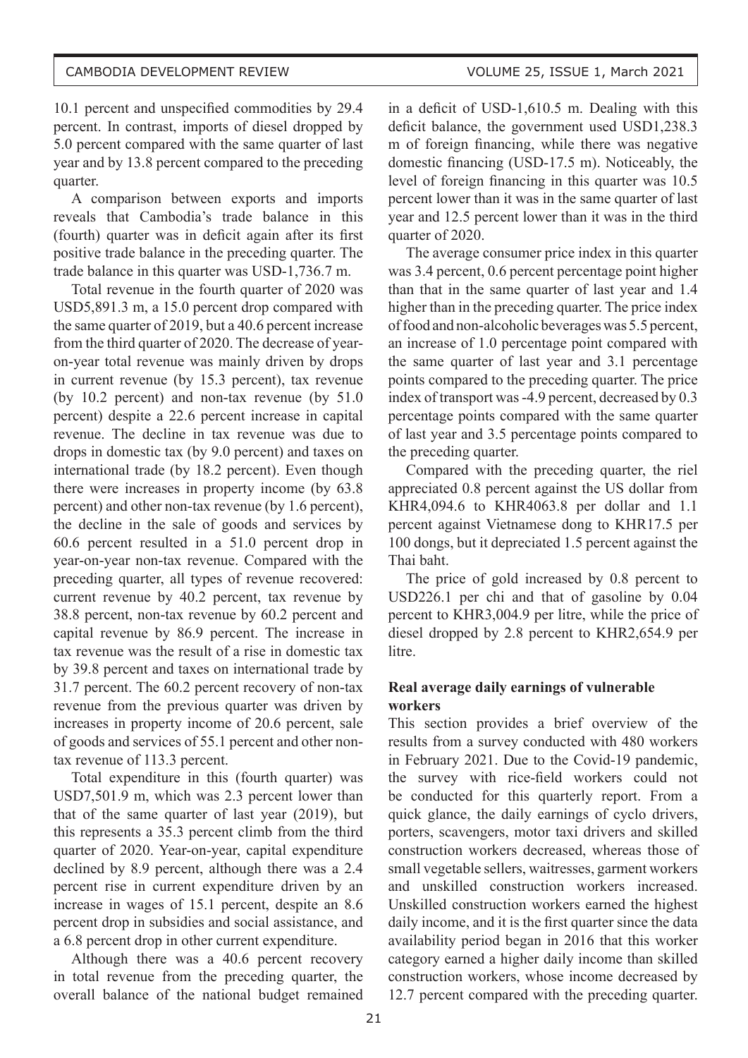10.1 percent and unspecified commodities by 29.4 percent. In contrast, imports of diesel dropped by 5.0 percent compared with the same quarter of last year and by 13.8 percent compared to the preceding quarter.

A comparison between exports and imports reveals that Cambodia's trade balance in this (fourth) quarter was in deficit again after its first positive trade balance in the preceding quarter. The trade balance in this quarter was USD-1,736.7 m.

Total revenue in the fourth quarter of 2020 was USD5,891.3 m, a 15.0 percent drop compared with the same quarter of 2019, but a 40.6 percent increase from the third quarter of 2020. The decrease of year-on-year total revenue was mainly driven by drops in current revenue (by 15.3 percent), tax revenue (by 10.2 percent) and non-tax revenue (by 51.0 percent) despite a 22.6 percent increase in capital revenue. The decline in tax revenue was due to drops in domestic tax (by 9.0 percent) and taxes on international trade (by 18.2 percent). Even though there were increases in property income (by 63.8 percent) and other non-tax revenue (by 1.6 percent), the decline in the sale of goods and services by 60.6 percent resulted in a 51.0 percent drop in year-on-year non-tax revenue. Compared with the preceding quarter, all types of revenue recovered: current revenue by 40.2 percent, tax revenue by 38.8 percent, non-tax revenue by 60.2 percent and capital revenue by 86.9 percent. The increase in tax revenue was the result of a rise in domestic tax by 39.8 percent and taxes on international trade by 31.7 percent. The 60.2 percent recovery of non-tax revenue from the previous quarter was driven by increases in property income of 20.6 percent, sale of goods and services of 55.1 percent and other non-tax revenue of 113.3 percent.

Total expenditure in this (fourth quarter) was USD7,501.9 m, which was 2.3 percent lower than that of the same quarter of last year (2019), but this represents a 35.3 percent climb from the third quarter of 2020. Year-on-year, capital expenditure declined by 8.9 percent, although there was a 2.4 percent rise in current expenditure driven by an increase in wages of 15.1 percent, despite an 8.6 percent drop in subsidies and social assistance, and a 6.8 percent drop in other current expenditure.

Although there was a 40.6 percent recovery in total revenue from the preceding quarter, the overall balance of the national budget remained in a deficit of USD-1,610.5 m. Dealing with this deficit balance, the government used USD1,238.3 m of foreign financing, while there was negative domestic financing (USD-17.5 m). Noticeably, the level of foreign financing in this quarter was 10.5 percent lower than it was in the same quarter of last year and 12.5 percent lower than it was in the third quarter of 2020.

The average consumer price index in this quarter was 3.4 percent, 0.6 percent percentage point higher than that in the same quarter of last year and 1.4 higher than in the preceding quarter. The price index of food and non-alcoholic beverages was 5.5 percent, an increase of 1.0 percentage point compared with the same quarter of last year and 3.1 percentage points compared to the preceding quarter. The price index of transport was -4.9 percent, decreased by 0.3 percentage points compared with the same quarter of last year and 3.5 percentage points compared to the preceding quarter.

Compared with the preceding quarter, the riel appreciated 0.8 percent against the US dollar from KHR4,094.6 to KHR4063.8 per dollar and 1.1 percent against Vietnamese dong to KHR17.5 per 100 dongs, but it depreciated 1.5 percent against the Thai baht.

The price of gold increased by 0.8 percent to USD226.1 per chi and that of gasoline by 0.04 percent to KHR3,004.9 per litre, while the price of diesel dropped by 2.8 percent to KHR2,654.9 per litre.

### Real average daily earnings of vulnerable workers

This section provides a brief overview of the results from a survey conducted with 480 workers in February 2021. Due to the Covid-19 pandemic, the survey with rice-field workers could not be conducted for this quarterly report. From a quick glance, the daily earnings of cyclo drivers, porters, scavengers, motor taxi drivers and skilled construction workers decreased, whereas those of small vegetable sellers, waitresses, garment workers and unskilled construction workers increased. Unskilled construction workers earned the highest daily income, and it is the first quarter since the data availability period began in 2016 that this worker category earned a higher daily income than skilled construction workers, whose income decreased by 12.7 percent compared with the preceding quarter.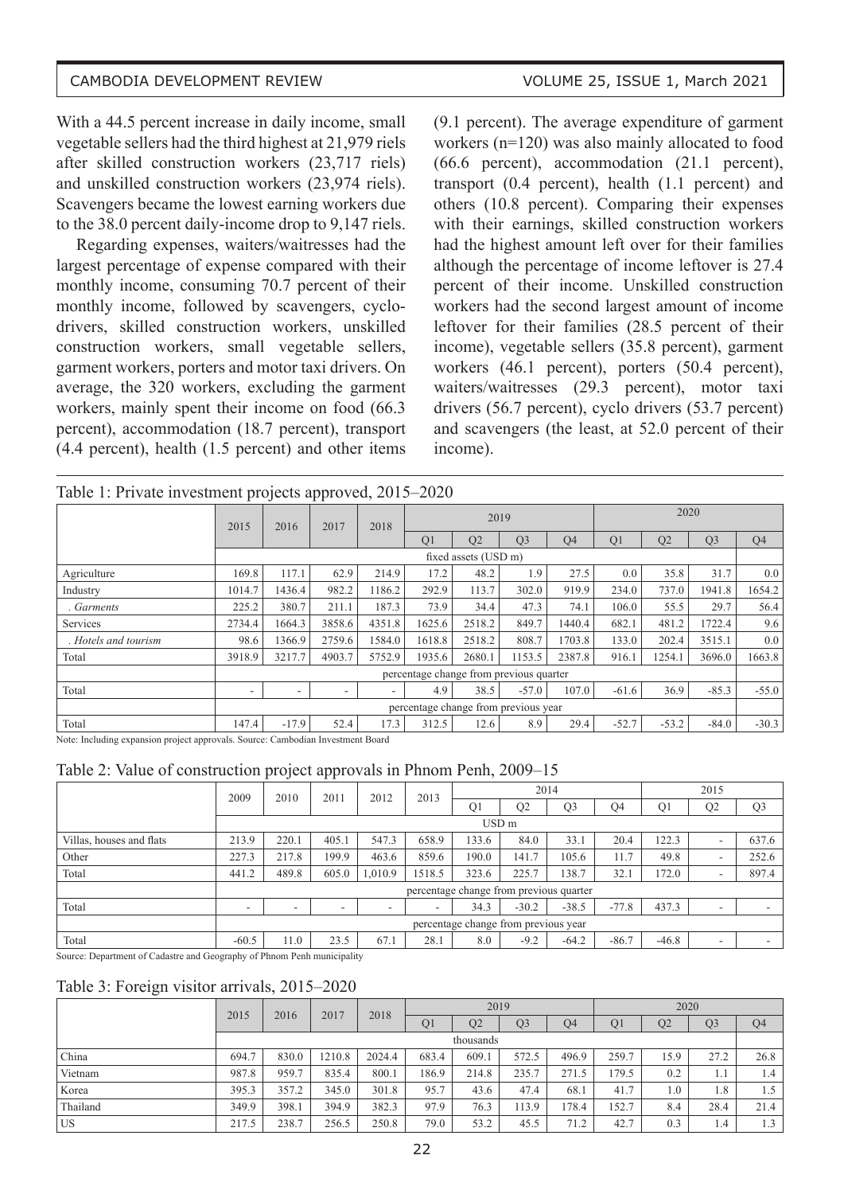With a 44.5 percent increase in daily income, small vegetable sellers had the third highest at 21,979 riels after skilled construction workers (23,717 riels) and unskilled construction workers (23,974 riels). Scavengers became the lowest earning workers due to the 38.0 percent daily-income drop to 9,147 riels.

Regarding expenses, waiters/waitresses had the largest percentage of expense compared with their monthly income, consuming 70.7 percent of their monthly income, followed by scavengers, cyclo-drivers, skilled construction workers, unskilled construction workers, small vegetable sellers, garment workers, porters and motor taxi drivers. On average, the 320 workers, excluding the garment workers, mainly spent their income on food (66.3 percent), accommodation (18.7 percent), transport (4.4 percent), health (1.5 percent) and other items (9.1 percent). The average expenditure of garment workers (n=120) was also mainly allocated to food (66.6 percent), accommodation (21.1 percent), transport (0.4 percent), health (1.1 percent) and others (10.8 percent). Comparing their expenses with their earnings, skilled construction workers had the highest amount left over for their families although the percentage of income leftover is 27.4 percent of their income. Unskilled construction workers had the second largest amount of income leftover for their families (28.5 percent of their income), vegetable sellers (35.8 percent), garment workers (46.1 percent), porters (50.4 percent), waiters/waitresses (29.3 percent), motor taxi drivers (56.7 percent), cyclo drivers (53.7 percent) and scavengers (the least, at 52.0 percent of their income).

Table 1: Private investment projects approved, 2015–2020

| | 2015 | 2016 | 2017 | 2018 | 2019 | | | | 2020 | | | |
|---|---|---|---|---|---|---|---|---|---|---|---|---|
| | | | | | Q1 | Q2 | Q3 | Q4 | Q1 | Q2 | Q3 | Q4 |
| | fixed assets (USD m) | | | | | | | | | | | |
| Agriculture | 169.8 | 117.1 | 62.9 | 214.9 | 17.2 | 48.2 | 1.9 | 27.5 | 0.0 | 35.8 | 31.7 | 0.0 |
| Industry | 1014.7 | 1436.4 | 982.2 | 1186.2 | 292.9 | 113.7 | 302.0 | 919.9 | 234.0 | 737.0 | 1941.8 | 1654.2 |
| *. Garments* | 225.2 | 380.7 | 211.1 | 187.3 | 73.9 | 34.4 | 47.3 | 74.1 | 106.0 | 55.5 | 29.7 | 56.4 |
| Services | 2734.4 | 1664.3 | 3858.6 | 4351.8 | 1625.6 | 2518.2 | 849.7 | 1440.4 | 682.1 | 481.2 | 1722.4 | 9.6 |
| *. Hotels and tourism* | 98.6 | 1366.9 | 2759.6 | 1584.0 | 1618.8 | 2518.2 | 808.7 | 1703.8 | 133.0 | 202.4 | 3515.1 | 0.0 |
| Total | 3918.9 | 3217.7 | 4903.7 | 5752.9 | 1935.6 | 2680.1 | 1153.5 | 2387.8 | 916.1 | 1254.1 | 3696.0 | 1663.8 |
| | percentage change from previous quarter | | | | | | | | | | | |
| Total | - | - | - | - | 4.9 | 38.5 | -57.0 | 107.0 | -61.6 | 36.9 | -85.3 | -55.0 |
| | percentage change from previous year | | | | | | | | | | | |
| Total | 147.4 | -17.9 | 52.4 | 17.3 | 312.5 | 12.6 | 8.9 | 29.4 | -52.7 | -53.2 | -84.0 | -30.3 |

Note: Including expansion project approvals. Source: Cambodian Investment Board

Table 2: Value of construction project approvals in Phnom Penh, 2009–15

| | 2009 | 2010 | 2011 | 2012 | 2013 | 2014 | | | | 2015 | | |
|---|---|---|---|---|---|---|---|---|---|---|---|---|
| | | | | | | Q1 | Q2 | Q3 | Q4 | Q1 | Q2 | Q3 |
| | USD m | | | | | | | | | | | |
| Villas, houses and flats | 213.9 | 220.1 | 405.1 | 547.3 | 658.9 | 133.6 | 84.0 | 33.1 | 20.4 | 122.3 | - | 637.6 |
| Other | 227.3 | 217.8 | 199.9 | 463.6 | 859.6 | 190.0 | 141.7 | 105.6 | 11.7 | 49.8 | - | 252.6 |
| Total | 441.2 | 489.8 | 605.0 | 1,010.9 | 1518.5 | 323.6 | 225.7 | 138.7 | 32.1 | 172.0 | - | 897.4 |
| | percentage change from previous quarter | | | | | | | | | | | |
| Total | - | - | - | - | - | 34.3 | -30.2 | -38.5 | -77.8 | 437.3 | - | - |
| | percentage change from previous year | | | | | | | | | | | |
| Total | -60.5 | 11.0 | 23.5 | 67.1 | 28.1 | 8.0 | -9.2 | -64.2 | -86.7 | -46.8 | - | - |

Source: Department of Cadastre and Geography of Phnom Penh municipality

Table 3: Foreign visitor arrivals, 2015–2020

| | 2015 | 2016 | 2017 | 2018 | 2019 | | | | 2020 | | | |
|---|---|---|---|---|---|---|---|---|---|---|---|---|
| | | | | | Q1 | Q2 | Q3 | Q4 | Q1 | Q2 | Q3 | Q4 |
| | thousands | | | | | | | | | | | |
| China | 694.7 | 830.0 | 1210.8 | 2024.4 | 683.4 | 609.1 | 572.5 | 496.9 | 259.7 | 15.9 | 27.2 | 26.8 |
| Vietnam | 987.8 | 959.7 | 835.4 | 800.1 | 186.9 | 214.8 | 235.7 | 271.5 | 179.5 | 0.2 | 1.1 | 1.4 |
| Korea | 395.3 | 357.2 | 345.0 | 301.8 | 95.7 | 43.6 | 47.4 | 68.1 | 41.7 | 1.0 | 1.8 | 1.5 |
| Thailand | 349.9 | 398.1 | 394.9 | 382.3 | 97.9 | 76.3 | 113.9 | 178.4 | 152.7 | 8.4 | 28.4 | 21.4 |
| US | 217.5 | 238.7 | 256.5 | 250.8 | 79.0 | 53.2 | 45.5 | 71.2 | 42.7 | 0.3 | 1.4 | 1.3 |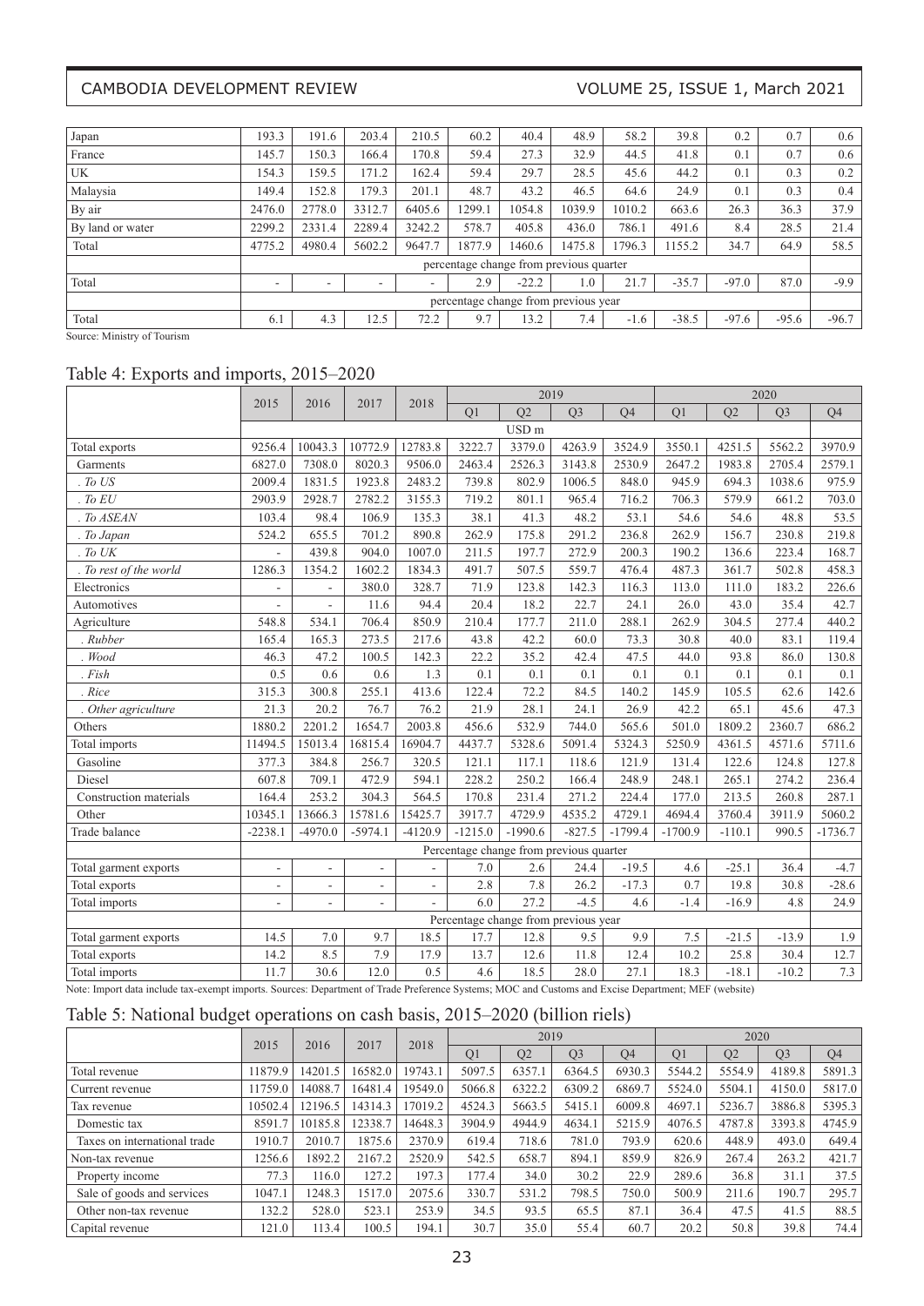| Japan | 193.3 | 191.6 | 203.4 | 210.5 | 60.2 | 40.4 | 48.9 | 58.2 | 39.8 | 0.2 | 0.7 | 0.6 |
|---|---|---|---|---|---|---|---|---|---|---|---|---|
| France | 145.7 | 150.3 | 166.4 | 170.8 | 59.4 | 27.3 | 32.9 | 44.5 | 41.8 | 0.1 | 0.7 | 0.6 |
| UK | 154.3 | 159.5 | 171.2 | 162.4 | 59.4 | 29.7 | 28.5 | 45.6 | 44.2 | 0.1 | 0.3 | 0.2 |
| Malaysia | 149.4 | 152.8 | 179.3 | 201.1 | 48.7 | 43.2 | 46.5 | 64.6 | 24.9 | 0.1 | 0.3 | 0.4 |
| By air | 2476.0 | 2778.0 | 3312.7 | 6405.6 | 1299.1 | 1054.8 | 1039.9 | 1010.2 | 663.6 | 26.3 | 36.3 | 37.9 |
| By land or water | 2299.2 | 2331.4 | 2289.4 | 3242.2 | 578.7 | 405.8 | 436.0 | 786.1 | 491.6 | 8.4 | 28.5 | 21.4 |
| Total | 4775.2 | 4980.4 | 5602.2 | 9647.7 | 1877.9 | 1460.6 | 1475.8 | 1796.3 | 1155.2 | 34.7 | 64.9 | 58.5 |
| | percentage change from previous quarter | | | | | | | | | | | |
| Total | - | - | - | - | 2.9 | -22.2 | 1.0 | 21.7 | -35.7 | -97.0 | 87.0 | -9.9 |
| | percentage change from previous year | | | | | | | | | | | |
| Total | 6.1 | 4.3 | 12.5 | 72.2 | 9.7 | 13.2 | 7.4 | -1.6 | -38.5 | -97.6 | -95.6 | -96.7 |

Source: Ministry of Tourism

## Table 4: Exports and imports, 2015–2020

| | 2015 | 2016 | 2017 | 2018 | 2019 | | | | 2020 | | | |
|---|---|---|---|---|---|---|---|---|---|---|---|---|
| | | | | | Q1 | Q2 | Q3 | Q4 | Q1 | Q2 | Q3 | Q4 |
| | USD m | | | | | | | | | | | |
| Total exports | 9256.4 | 10043.3 | 10772.9 | 12783.8 | 3222.7 | 3379.0 | 4263.9 | 3524.9 | 3550.1 | 4251.5 | 5562.2 | 3970.9 |
| Garments | 6827.0 | 7308.0 | 8020.3 | 9506.0 | 2463.4 | 2526.3 | 3143.8 | 2530.9 | 2647.2 | 1983.8 | 2705.4 | 2579.1 |
| *. To US* | 2009.4 | 1831.5 | 1923.8 | 2483.2 | 739.8 | 802.9 | 1006.5 | 848.0 | 945.9 | 694.3 | 1038.6 | 975.9 |
| *. To EU* | 2903.9 | 2928.7 | 2782.2 | 3155.3 | 719.2 | 801.1 | 965.4 | 716.2 | 706.3 | 579.9 | 661.2 | 703.0 |
| *. To ASEAN* | 103.4 | 98.4 | 106.9 | 135.3 | 38.1 | 41.3 | 48.2 | 53.1 | 54.6 | 54.6 | 48.8 | 53.5 |
| *. To Japan* | 524.2 | 655.5 | 701.2 | 890.8 | 262.9 | 175.8 | 291.2 | 236.8 | 262.9 | 156.7 | 230.8 | 219.8 |
| *. To UK* | - | 439.8 | 904.0 | 1007.0 | 211.5 | 197.7 | 272.9 | 200.3 | 190.2 | 136.6 | 223.4 | 168.7 |
| *. To rest of the world* | 1286.3 | 1354.2 | 1602.2 | 1834.3 | 491.7 | 507.5 | 559.7 | 476.4 | 487.3 | 361.7 | 502.8 | 458.3 |
| Electronics | - | - | 380.0 | 328.7 | 71.9 | 123.8 | 142.3 | 116.3 | 113.0 | 111.0 | 183.2 | 226.6 |
| Automotives | - | - | 11.6 | 94.4 | 20.4 | 18.2 | 22.7 | 24.1 | 26.0 | 43.0 | 35.4 | 42.7 |
| Agriculture | 548.8 | 534.1 | 706.4 | 850.9 | 210.4 | 177.7 | 211.0 | 288.1 | 262.9 | 304.5 | 277.4 | 440.2 |
| *. Rubber* | 165.4 | 165.3 | 273.5 | 217.6 | 43.8 | 42.2 | 60.0 | 73.3 | 30.8 | 40.0 | 83.1 | 119.4 |
| *. Wood* | 46.3 | 47.2 | 100.5 | 142.3 | 22.2 | 35.2 | 42.4 | 47.5 | 44.0 | 93.8 | 86.0 | 130.8 |
| *. Fish* | 0.5 | 0.6 | 0.6 | 1.3 | 0.1 | 0.1 | 0.1 | 0.1 | 0.1 | 0.1 | 0.1 | 0.1 |
| *. Rice* | 315.3 | 300.8 | 255.1 | 413.6 | 122.4 | 72.2 | 84.5 | 140.2 | 145.9 | 105.5 | 62.6 | 142.6 |
| *. Other agriculture* | 21.3 | 20.2 | 76.7 | 76.2 | 21.9 | 28.1 | 24.1 | 26.9 | 42.2 | 65.1 | 45.6 | 47.3 |
| Others | 1880.2 | 2201.2 | 1654.7 | 2003.8 | 456.6 | 532.9 | 744.0 | 565.6 | 501.0 | 1809.2 | 2360.7 | 686.2 |
| Total imports | 11494.5 | 15013.4 | 16815.4 | 16904.7 | 4437.7 | 5328.6 | 5091.4 | 5324.3 | 5250.9 | 4361.5 | 4571.6 | 5711.6 |
| Gasoline | 377.3 | 384.8 | 256.7 | 320.5 | 121.1 | 117.1 | 118.6 | 121.9 | 131.4 | 122.6 | 124.8 | 127.8 |
| Diesel | 607.8 | 709.1 | 472.9 | 594.1 | 228.2 | 250.2 | 166.4 | 248.9 | 248.1 | 265.1 | 274.2 | 236.4 |
| Construction materials | 164.4 | 253.2 | 304.3 | 564.5 | 170.8 | 231.4 | 271.2 | 224.4 | 177.0 | 213.5 | 260.8 | 287.1 |
| Other | 10345.1 | 13666.3 | 15781.6 | 15425.7 | 3917.7 | 4729.9 | 4535.2 | 4729.1 | 4694.4 | 3760.4 | 3911.9 | 5060.2 |
| Trade balance | -2238.1 | -4970.0 | -5974.1 | -4120.9 | -1215.0 | -1990.6 | -827.5 | -1799.4 | -1700.9 | -110.1 | 990.5 | -1736.7 |
| | Percentage change from previous quarter | | | | | | | | | | | |
| Total garment exports | - | - | - | - | 7.0 | 2.6 | 24.4 | -19.5 | 4.6 | -25.1 | 36.4 | -4.7 |
| Total exports | - | - | - | - | 2.8 | 7.8 | 26.2 | -17.3 | 0.7 | 19.8 | 30.8 | -28.6 |
| Total imports | - | - | - | - | 6.0 | 27.2 | -4.5 | 4.6 | -1.4 | -16.9 | 4.8 | 24.9 |
| | Percentage change from previous year | | | | | | | | | | | |
| Total garment exports | 14.5 | 7.0 | 9.7 | 18.5 | 17.7 | 12.8 | 9.5 | 9.9 | 7.5 | -21.5 | -13.9 | 1.9 |
| Total exports | 14.2 | 8.5 | 7.9 | 17.9 | 13.7 | 12.6 | 11.8 | 12.4 | 10.2 | 25.8 | 30.4 | 12.7 |
| Total imports | 11.7 | 30.6 | 12.0 | 0.5 | 4.6 | 18.5 | 28.0 | 27.1 | 18.3 | -18.1 | -10.2 | 7.3 |

Note: Import data include tax-exempt imports. Sources: Department of Trade Preference Systems; MOC and Customs and Excise Department; MEF (website)

## Table 5: National budget operations on cash basis, 2015–2020 (billion riels)

| | 2015 | 2016 | 2017 | 2018 | 2019 | | | | 2020 | | | |
|---|---|---|---|---|---|---|---|---|---|---|---|---|
| | | | | | Q1 | Q2 | Q3 | Q4 | Q1 | Q2 | Q3 | Q4 |
| Total revenue | 11879.9 | 14201.5 | 16582.0 | 19743.1 | 5097.5 | 6357.1 | 6364.5 | 6930.3 | 5544.2 | 5554.9 | 4189.8 | 5891.3 |
| Current revenue | 11759.0 | 14088.7 | 16481.4 | 19549.0 | 5066.8 | 6322.2 | 6309.2 | 6869.7 | 5524.0 | 5504.1 | 4150.0 | 5817.0 |
| Tax revenue | 10502.4 | 12196.5 | 14314.3 | 17019.2 | 4524.3 | 5663.5 | 5415.1 | 6009.8 | 4697.1 | 5236.7 | 3886.8 | 5395.3 |
| Domestic tax | 8591.7 | 10185.8 | 12338.7 | 14648.3 | 3904.9 | 4944.9 | 4634.1 | 5215.9 | 4076.5 | 4787.8 | 3393.8 | 4745.9 |
| Taxes on international trade | 1910.7 | 2010.7 | 1875.6 | 2370.9 | 619.4 | 718.6 | 781.0 | 793.9 | 620.6 | 448.9 | 493.0 | 649.4 |
| Non-tax revenue | 1256.6 | 1892.2 | 2167.2 | 2520.9 | 542.5 | 658.7 | 894.1 | 859.9 | 826.9 | 267.4 | 263.2 | 421.7 |
| Property income | 77.3 | 116.0 | 127.2 | 197.3 | 177.4 | 34.0 | 30.2 | 22.9 | 289.6 | 36.8 | 31.1 | 37.5 |
| Sale of goods and services | 1047.1 | 1248.3 | 1517.0 | 2075.6 | 330.7 | 531.2 | 798.5 | 750.0 | 500.9 | 211.6 | 190.7 | 295.7 |
| Other non-tax revenue | 132.2 | 528.0 | 523.1 | 253.9 | 34.5 | 93.5 | 65.5 | 87.1 | 36.4 | 47.5 | 41.5 | 88.5 |
| Capital revenue | 121.0 | 113.4 | 100.5 | 194.1 | 30.7 | 35.0 | 55.4 | 60.7 | 20.2 | 50.8 | 39.8 | 74.4 |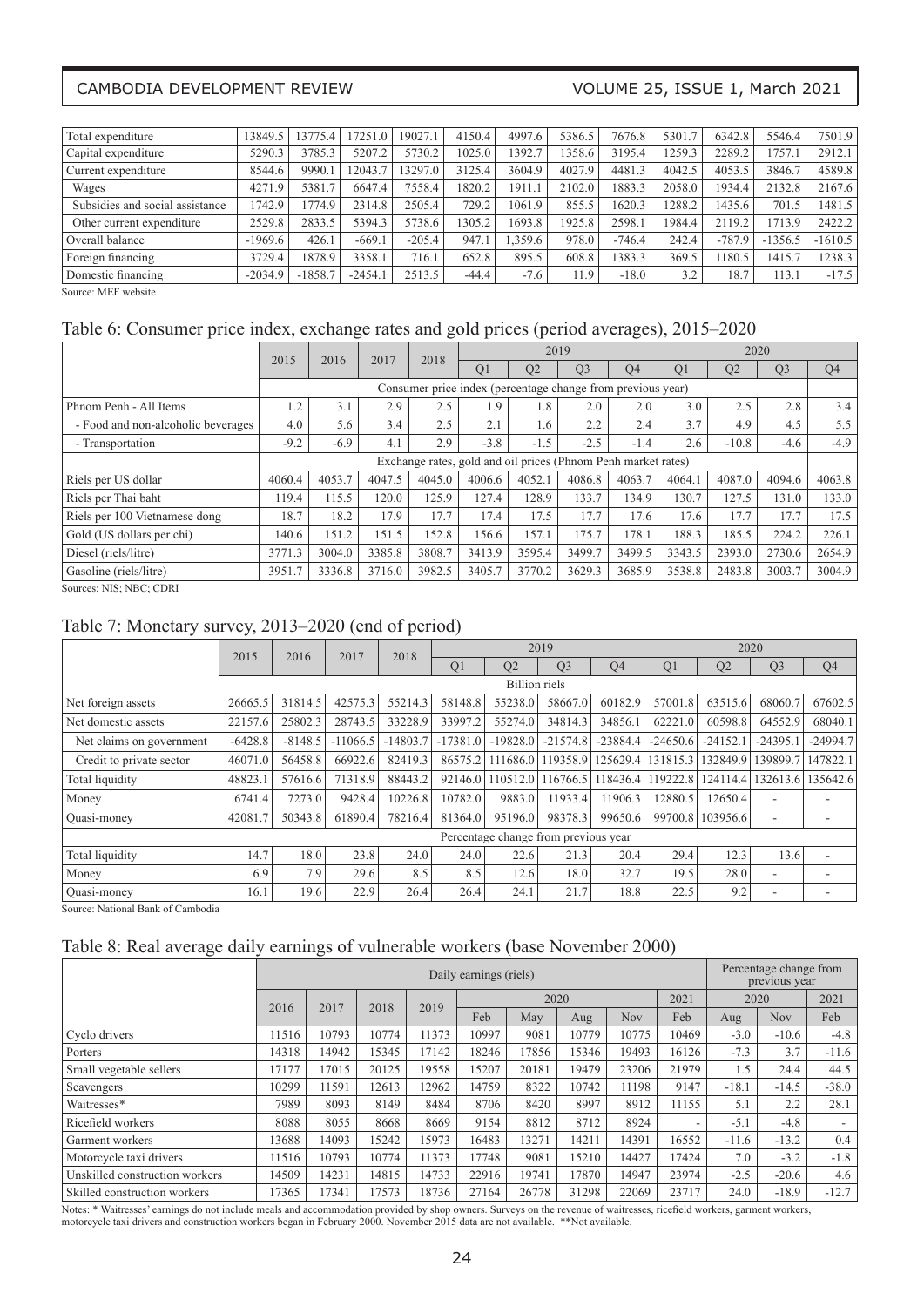| | | | | | | | | | | | | |
|---|---|---|---|---|---|---|---|---|---|---|---|---|
| Total expenditure | 13849.5 | 13775.4 | 17251.0 | 19027.1 | 4150.4 | 4997.6 | 5386.5 | 7676.8 | 5301.7 | 6342.8 | 5546.4 | 7501.9 |
| Capital expenditure | 5290.3 | 3785.3 | 5207.2 | 5730.2 | 1025.0 | 1392.7 | 1358.6 | 3195.4 | 1259.3 | 2289.2 | 1757.1 | 2912.1 |
| Current expenditure | 8544.6 | 9990.1 | 12043.7 | 13297.0 | 3125.4 | 3604.9 | 4027.9 | 4481.3 | 4042.5 | 4053.5 | 3846.7 | 4589.8 |
| Wages | 4271.9 | 5381.7 | 6647.4 | 7558.4 | 1820.2 | 1911.1 | 2102.0 | 1883.3 | 2058.0 | 1934.4 | 2132.8 | 2167.6 |
| Subsidies and social assistance | 1742.9 | 1774.9 | 2314.8 | 2505.4 | 729.2 | 1061.9 | 855.5 | 1620.3 | 1288.2 | 1435.6 | 701.5 | 1481.5 |
| Other current expenditure | 2529.8 | 2833.5 | 5394.3 | 5738.6 | 1305.2 | 1693.8 | 1925.8 | 2598.1 | 1984.4 | 2119.2 | 1713.9 | 2422.2 |
| Overall balance | -1969.6 | 426.1 | -669.1 | -205.4 | 947.1 | 1,359.6 | 978.0 | -746.4 | 242.4 | -787.9 | -1356.5 | -1610.5 |
| Foreign financing | 3729.4 | 1878.9 | 3358.1 | 716.1 | 652.8 | 895.5 | 608.8 | 1383.3 | 369.5 | 1180.5 | 1415.7 | 1238.3 |
| Domestic financing | -2034.9 | -1858.7 | -2454.1 | 2513.5 | -44.4 | -7.6 | 11.9 | -18.0 | 3.2 | 18.7 | 113.1 | -17.5 |

Source: MEF website

## Table 6: Consumer price index, exchange rates and gold prices (period averages), 2015–2020

| | 2015 | 2016 | 2017 | 2018 | 2019 | | | | 2020 | | | |
|---|---|---|---|---|---|---|---|---|---|---|---|---|
| | | | | | Q1 | Q2 | Q3 | Q4 | Q1 | Q2 | Q3 | Q4 |
| | Consumer price index (percentage change from previous year) | | | | | | | | | | | |
| Phnom Penh - All Items | 1.2 | 3.1 | 2.9 | 2.5 | 1.9 | 1.8 | 2.0 | 2.0 | 3.0 | 2.5 | 2.8 | 3.4 |
| - Food and non-alcoholic beverages | 4.0 | 5.6 | 3.4 | 2.5 | 2.1 | 1.6 | 2.2 | 2.4 | 3.7 | 4.9 | 4.5 | 5.5 |
| - Transportation | -9.2 | -6.9 | 4.1 | 2.9 | -3.8 | -1.5 | -2.5 | -1.4 | 2.6 | -10.8 | -4.6 | -4.9 |
| | Exchange rates, gold and oil prices (Phnom Penh market rates) | | | | | | | | | | | |
| Riels per US dollar | 4060.4 | 4053.7 | 4047.5 | 4045.0 | 4006.6 | 4052.1 | 4086.8 | 4063.7 | 4064.1 | 4087.0 | 4094.6 | 4063.8 |
| Riels per Thai baht | 119.4 | 115.5 | 120.0 | 125.9 | 127.4 | 128.9 | 133.7 | 134.9 | 130.7 | 127.5 | 131.0 | 133.0 |
| Riels per 100 Vietnamese dong | 18.7 | 18.2 | 17.9 | 17.7 | 17.4 | 17.5 | 17.7 | 17.6 | 17.6 | 17.7 | 17.7 | 17.5 |
| Gold (US dollars per chi) | 140.6 | 151.2 | 151.5 | 152.8 | 156.6 | 157.1 | 175.7 | 178.1 | 188.3 | 185.5 | 224.2 | 226.1 |
| Diesel (riels/litre) | 3771.3 | 3004.0 | 3385.8 | 3808.7 | 3413.9 | 3595.4 | 3499.7 | 3499.5 | 3343.5 | 2393.0 | 2730.6 | 2654.9 |
| Gasoline (riels/litre) | 3951.7 | 3336.8 | 3716.0 | 3982.5 | 3405.7 | 3770.2 | 3629.3 | 3685.9 | 3538.8 | 2483.8 | 3003.7 | 3004.9 |

Sources: NIS; NBC; CDRI

## Table 7: Monetary survey, 2013–2020 (end of period)

| | 2015 | 2016 | 2017 | 2018 | 2019 | | | | 2020 | | | |
|---|---|---|---|---|---|---|---|---|---|---|---|---|
| | | | | | Q1 | Q2 | Q3 | Q4 | Q1 | Q2 | Q3 | Q4 |
| | Billion riels | | | | | | | | | | | |
| Net foreign assets | 26665.5 | 31814.5 | 42575.3 | 55214.3 | 58148.8 | 55238.0 | 58667.0 | 60182.9 | 57001.8 | 63515.6 | 68060.7 | 67602.5 |
| Net domestic assets | 22157.6 | 25802.3 | 28743.5 | 33228.9 | 33997.2 | 55274.0 | 34814.3 | 34856.1 | 62221.0 | 60598.8 | 64552.9 | 68040.1 |
| Net claims on government | -6428.8 | -8148.5 | -11066.5 | -14803.7 | -17381.0 | -19828.0 | -21574.8 | -23884.4 | -24650.6 | -24152.1 | -24395.1 | -24994.7 |
| Credit to private sector | 46071.0 | 56458.8 | 66922.6 | 82419.3 | 86575.2 | 111686.0 | 119358.9 | 125629.4 | 131815.3 | 132849.9 | 139899.7 | 147822.1 |
| Total liquidity | 48823.1 | 57616.6 | 71318.9 | 88443.2 | 92146.0 | 110512.0 | 116766.5 | 118436.4 | 119222.8 | 124114.4 | 132613.6 | 135642.6 |
| Money | 6741.4 | 7273.0 | 9428.4 | 10226.8 | 10782.0 | 9883.0 | 11933.4 | 11906.3 | 12880.5 | 12650.4 | - | - |
| Quasi-money | 42081.7 | 50343.8 | 61890.4 | 78216.4 | 81364.0 | 95196.0 | 98378.3 | 99650.6 | 99700.8 | 103956.6 | - | - |
| | Percentage change from previous year | | | | | | | | | | | |
| Total liquidity | 14.7 | 18.0 | 23.8 | 24.0 | 24.0 | 22.6 | 21.3 | 20.4 | 29.4 | 12.3 | 13.6 | - |
| Money | 6.9 | 7.9 | 29.6 | 8.5 | 8.5 | 12.6 | 18.0 | 32.7 | 19.5 | 28.0 | - | - |
| Quasi-money | 16.1 | 19.6 | 22.9 | 26.4 | 26.4 | 24.1 | 21.7 | 18.8 | 22.5 | 9.2 | - | - |

Source: National Bank of Cambodia

## Table 8: Real average daily earnings of vulnerable workers (base November 2000)

| | Daily earnings (riels) | | | | | | | | | Percentage change from previous year | | |
|---|---|---|---|---|---|---|---|---|---|---|---|---|
| | 2016 | 2017 | 2018 | 2019 | 2020 | | | | 2021 | 2020 | | 2021 |
| | | | | | Feb | May | Aug | Nov | Feb | Aug | Nov | Feb |
| Cyclo drivers | 11516 | 10793 | 10774 | 11373 | 10997 | 9081 | 10779 | 10775 | 10469 | -3.0 | -10.6 | -4.8 |
| Porters | 14318 | 14942 | 15345 | 17142 | 18246 | 17856 | 15346 | 19493 | 16126 | -7.3 | 3.7 | -11.6 |
| Small vegetable sellers | 17177 | 17015 | 20125 | 19558 | 15207 | 20181 | 19479 | 23206 | 21979 | 1.5 | 24.4 | 44.5 |
| Scavengers | 10299 | 11591 | 12613 | 12962 | 14759 | 8322 | 10742 | 11198 | 9147 | -18.1 | -14.5 | -38.0 |
| Waitresses* | 7989 | 8093 | 8149 | 8484 | 8706 | 8420 | 8997 | 8912 | 11155 | 5.1 | 2.2 | 28.1 |
| Ricefield workers | 8088 | 8055 | 8668 | 8669 | 9154 | 8812 | 8712 | 8924 | - | -5.1 | -4.8 | - |
| Garment workers | 13688 | 14093 | 15242 | 15973 | 16483 | 13271 | 14211 | 14391 | 16552 | -11.6 | -13.2 | 0.4 |
| Motorcycle taxi drivers | 11516 | 10793 | 10774 | 11373 | 17748 | 9081 | 15210 | 14427 | 17424 | 7.0 | -3.2 | -1.8 |
| Unskilled construction workers | 14509 | 14231 | 14815 | 14733 | 22916 | 19741 | 17870 | 14947 | 23974 | -2.5 | -20.6 | 4.6 |
| Skilled construction workers | 17365 | 17341 | 17573 | 18736 | 27164 | 26778 | 31298 | 22069 | 23717 | 24.0 | -18.9 | -12.7 |

Notes: * Waitresses' earnings do not include meals and accommodation provided by shop owners. Surveys on the revenue of waitresses, ricefield workers, garment workers, motorcycle taxi drivers and construction workers began in February 2000. November 2015 data are not available. **Not available.